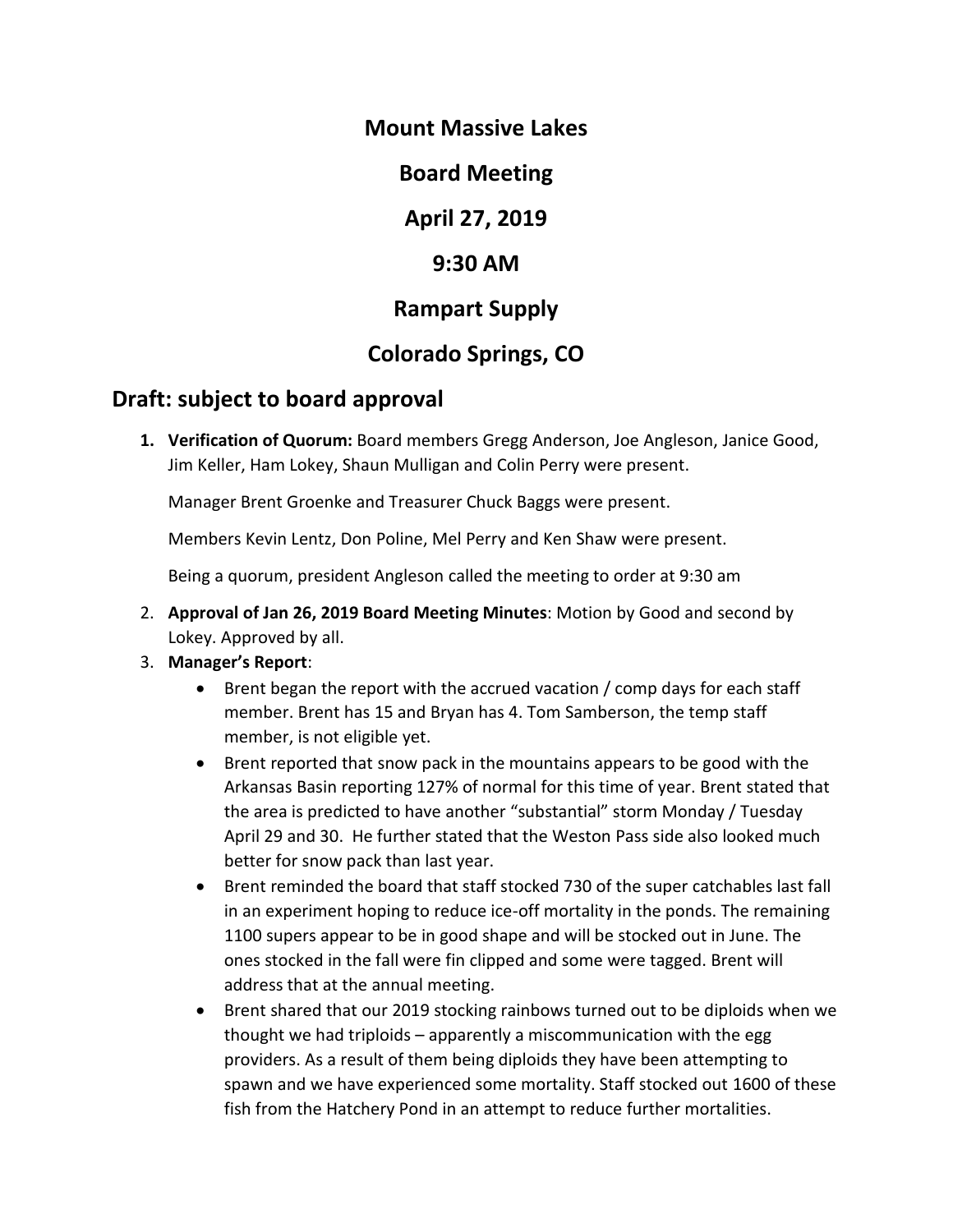# Mount Massive Lakes

# Board Meeting

# April 27, 2019

# 9:30 AM

# Rampart Supply

# Colorado Springs, CO

## Draft: subject to board approval

1. **Verification of Quorum:** Board members Gregg Anderson, Joe Angleson, Janice Good, Jim Keller, Ham Lokey, Shaun Mulligan and Colin Perry were present.

   Manager Brent Groenke and Treasurer Chuck Baggs were present.

   Members Kevin Lentz, Don Poline, Mel Perry and Ken Shaw were present.

   Being a quorum, president Angleson called the meeting to order at 9:30 am

2. **Approval of Jan 26, 2019 Board Meeting Minutes**: Motion by Good and second by Lokey. Approved by all.

3. **Manager's Report**:
   - Brent began the report with the accrued vacation / comp days for each staff member. Brent has 15 and Bryan has 4. Tom Samberson, the temp staff member, is not eligible yet.
   - Brent reported that snow pack in the mountains appears to be good with the Arkansas Basin reporting 127% of normal for this time of year. Brent stated that the area is predicted to have another "substantial" storm Monday / Tuesday April 29 and 30. He further stated that the Weston Pass side also looked much better for snow pack than last year.
   - Brent reminded the board that staff stocked 730 of the super catchables last fall in an experiment hoping to reduce ice-off mortality in the ponds. The remaining 1100 supers appear to be in good shape and will be stocked out in June. The ones stocked in the fall were fin clipped and some were tagged. Brent will address that at the annual meeting.
   - Brent shared that our 2019 stocking rainbows turned out to be diploids when we thought we had triploids – apparently a miscommunication with the egg providers. As a result of them being diploids they have been attempting to spawn and we have experienced some mortality. Staff stocked out 1600 of these fish from the Hatchery Pond in an attempt to reduce further mortalities.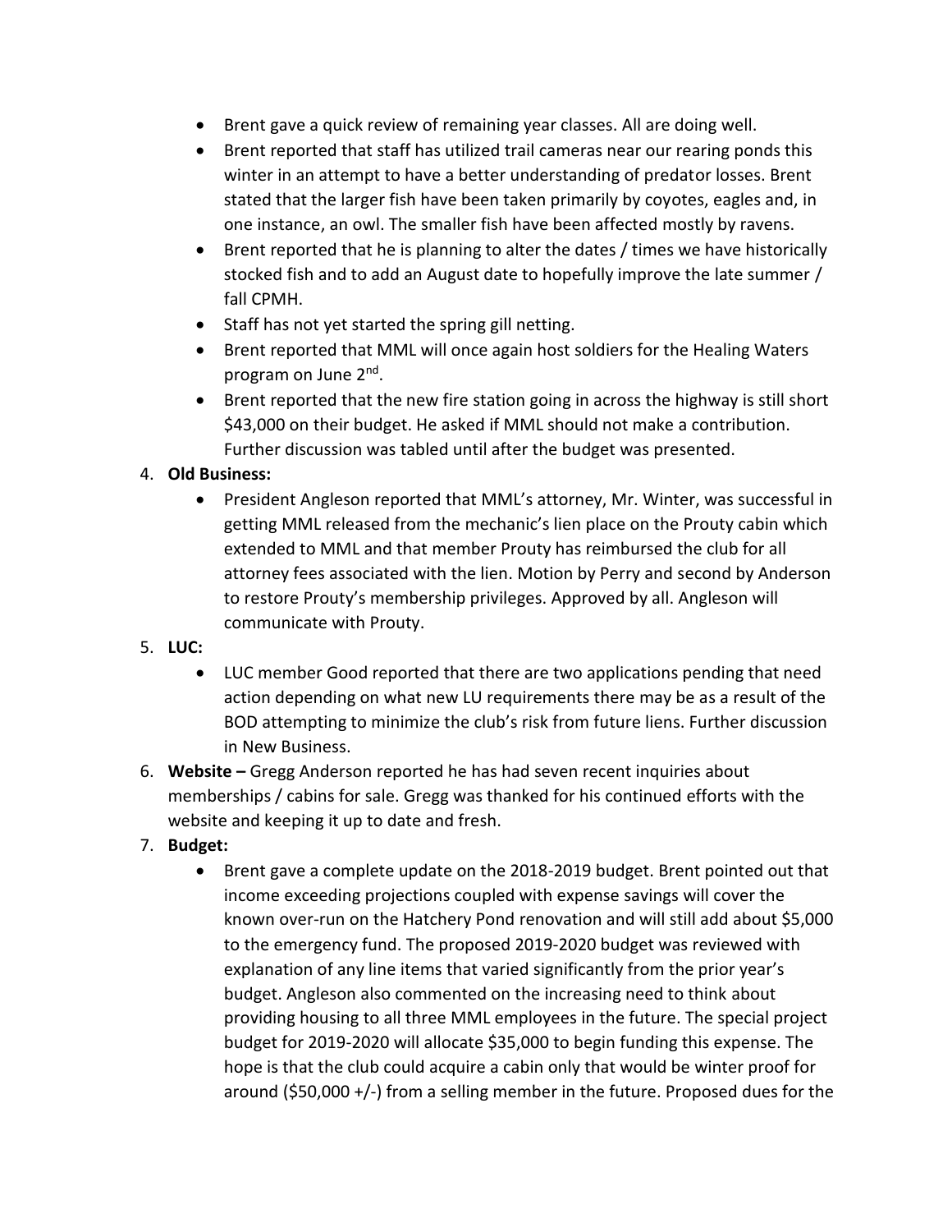- Brent gave a quick review of remaining year classes. All are doing well.
- Brent reported that staff has utilized trail cameras near our rearing ponds this winter in an attempt to have a better understanding of predator losses. Brent stated that the larger fish have been taken primarily by coyotes, eagles and, in one instance, an owl. The smaller fish have been affected mostly by ravens.
- Brent reported that he is planning to alter the dates / times we have historically stocked fish and to add an August date to hopefully improve the late summer / fall CPMH.
- Staff has not yet started the spring gill netting.
- Brent reported that MML will once again host soldiers for the Healing Waters program on June 2nd.
- Brent reported that the new fire station going in across the highway is still short $43,000 on their budget. He asked if MML should not make a contribution. Further discussion was tabled until after the budget was presented.

4. **Old Business:**
   - President Angleson reported that MML's attorney, Mr. Winter, was successful in getting MML released from the mechanic's lien place on the Prouty cabin which extended to MML and that member Prouty has reimbursed the club for all attorney fees associated with the lien. Motion by Perry and second by Anderson to restore Prouty's membership privileges. Approved by all. Angleson will communicate with Prouty.
5. **LUC:**
   - LUC member Good reported that there are two applications pending that need action depending on what new LU requirements there may be as a result of the BOD attempting to minimize the club's risk from future liens. Further discussion in New Business.
6. **Website –** Gregg Anderson reported he has had seven recent inquiries about memberships / cabins for sale. Gregg was thanked for his continued efforts with the website and keeping it up to date and fresh.
7. **Budget:**
   - Brent gave a complete update on the 2018-2019 budget. Brent pointed out that income exceeding projections coupled with expense savings will cover the known over-run on the Hatchery Pond renovation and will still add about $5,000 to the emergency fund. The proposed 2019-2020 budget was reviewed with explanation of any line items that varied significantly from the prior year's budget. Angleson also commented on the increasing need to think about providing housing to all three MML employees in the future. The special project budget for 2019-2020 will allocate $35,000 to begin funding this expense. The hope is that the club could acquire a cabin only that would be winter proof for around ($50,000 +/-) from a selling member in the future. Proposed dues for the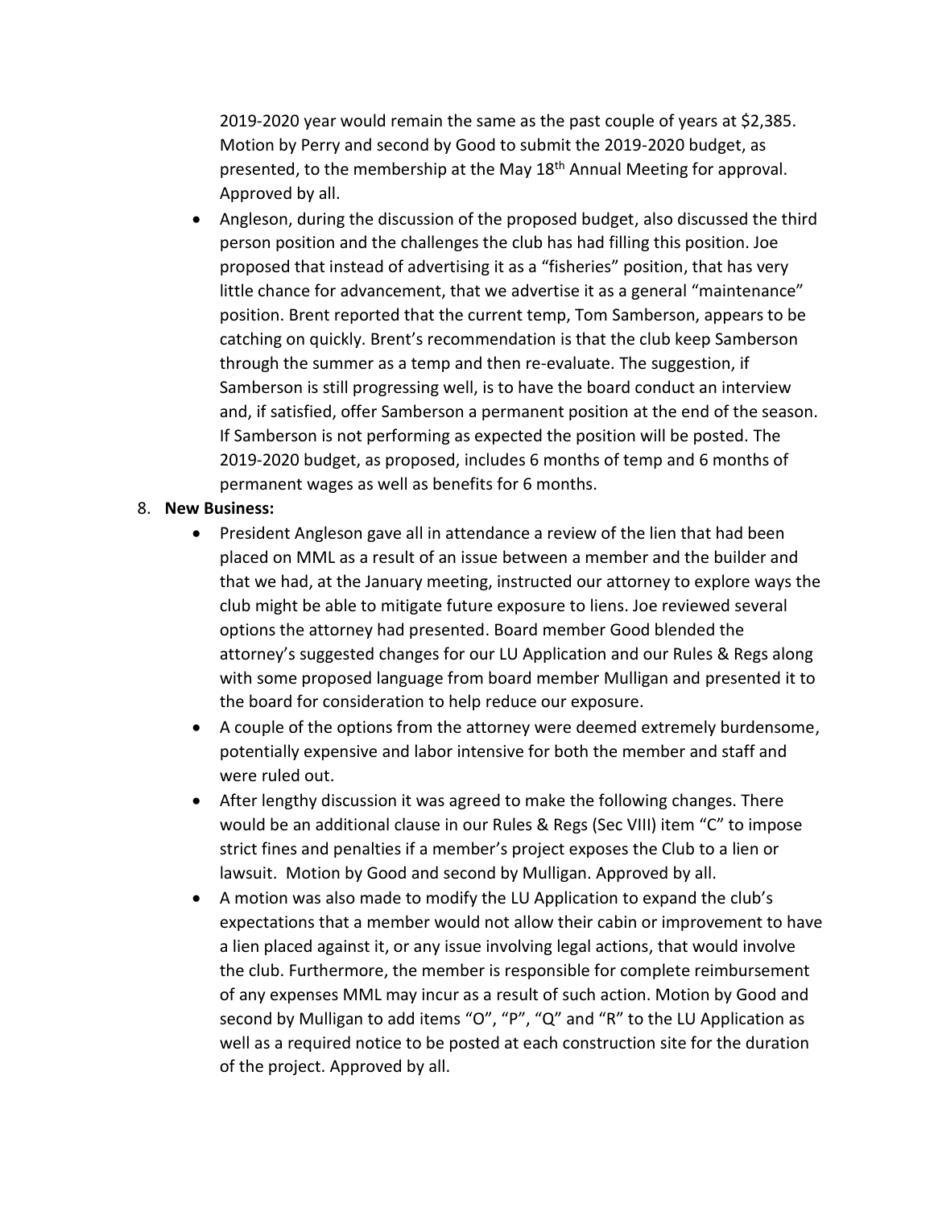2019-2020 year would remain the same as the past couple of years at $2,385. Motion by Perry and second by Good to submit the 2019-2020 budget, as presented, to the membership at the May 18th Annual Meeting for approval. Approved by all.

- Angleson, during the discussion of the proposed budget, also discussed the third person position and the challenges the club has had filling this position. Joe proposed that instead of advertising it as a "fisheries" position, that has very little chance for advancement, that we advertise it as a general "maintenance" position. Brent reported that the current temp, Tom Samberson, appears to be catching on quickly. Brent's recommendation is that the club keep Samberson through the summer as a temp and then re-evaluate. The suggestion, if Samberson is still progressing well, is to have the board conduct an interview and, if satisfied, offer Samberson a permanent position at the end of the season. If Samberson is not performing as expected the position will be posted. The 2019-2020 budget, as proposed, includes 6 months of temp and 6 months of permanent wages as well as benefits for 6 months.

8. **New Business:**
   - President Angleson gave all in attendance a review of the lien that had been placed on MML as a result of an issue between a member and the builder and that we had, at the January meeting, instructed our attorney to explore ways the club might be able to mitigate future exposure to liens. Joe reviewed several options the attorney had presented. Board member Good blended the attorney's suggested changes for our LU Application and our Rules & Regs along with some proposed language from board member Mulligan and presented it to the board for consideration to help reduce our exposure.
   - A couple of the options from the attorney were deemed extremely burdensome, potentially expensive and labor intensive for both the member and staff and were ruled out.
   - After lengthy discussion it was agreed to make the following changes. There would be an additional clause in our Rules & Regs (Sec VIII) item "C" to impose strict fines and penalties if a member's project exposes the Club to a lien or lawsuit. Motion by Good and second by Mulligan. Approved by all.
   - A motion was also made to modify the LU Application to expand the club's expectations that a member would not allow their cabin or improvement to have a lien placed against it, or any issue involving legal actions, that would involve the club. Furthermore, the member is responsible for complete reimbursement of any expenses MML may incur as a result of such action. Motion by Good and second by Mulligan to add items "O", "P", "Q" and "R" to the LU Application as well as a required notice to be posted at each construction site for the duration of the project. Approved by all.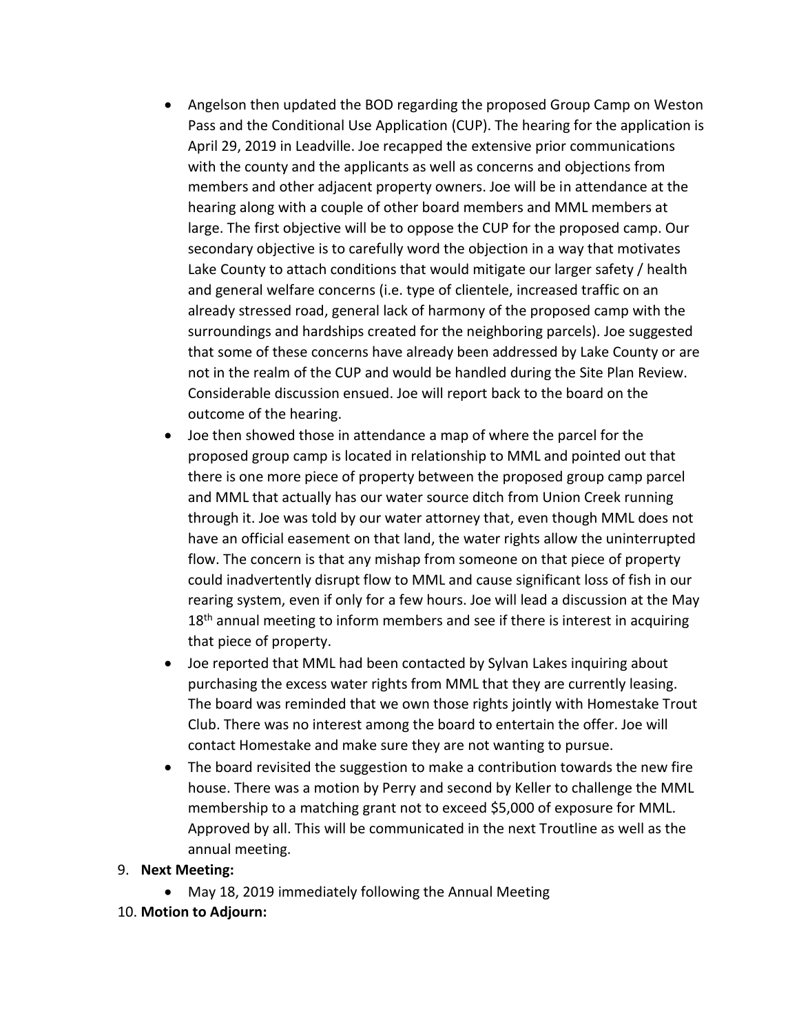- Angelson then updated the BOD regarding the proposed Group Camp on Weston Pass and the Conditional Use Application (CUP). The hearing for the application is April 29, 2019 in Leadville. Joe recapped the extensive prior communications with the county and the applicants as well as concerns and objections from members and other adjacent property owners. Joe will be in attendance at the hearing along with a couple of other board members and MML members at large. The first objective will be to oppose the CUP for the proposed camp. Our secondary objective is to carefully word the objection in a way that motivates Lake County to attach conditions that would mitigate our larger safety / health and general welfare concerns (i.e. type of clientele, increased traffic on an already stressed road, general lack of harmony of the proposed camp with the surroundings and hardships created for the neighboring parcels). Joe suggested that some of these concerns have already been addressed by Lake County or are not in the realm of the CUP and would be handled during the Site Plan Review. Considerable discussion ensued. Joe will report back to the board on the outcome of the hearing.
- Joe then showed those in attendance a map of where the parcel for the proposed group camp is located in relationship to MML and pointed out that there is one more piece of property between the proposed group camp parcel and MML that actually has our water source ditch from Union Creek running through it. Joe was told by our water attorney that, even though MML does not have an official easement on that land, the water rights allow the uninterrupted flow. The concern is that any mishap from someone on that piece of property could inadvertently disrupt flow to MML and cause significant loss of fish in our rearing system, even if only for a few hours. Joe will lead a discussion at the May 18th annual meeting to inform members and see if there is interest in acquiring that piece of property.
- Joe reported that MML had been contacted by Sylvan Lakes inquiring about purchasing the excess water rights from MML that they are currently leasing. The board was reminded that we own those rights jointly with Homestake Trout Club. There was no interest among the board to entertain the offer. Joe will contact Homestake and make sure they are not wanting to pursue.
- The board revisited the suggestion to make a contribution towards the new fire house. There was a motion by Perry and second by Keller to challenge the MML membership to a matching grant not to exceed $5,000 of exposure for MML. Approved by all. This will be communicated in the next Troutline as well as the annual meeting.

9. **Next Meeting:**
   - May 18, 2019 immediately following the Annual Meeting
10. **Motion to Adjourn:**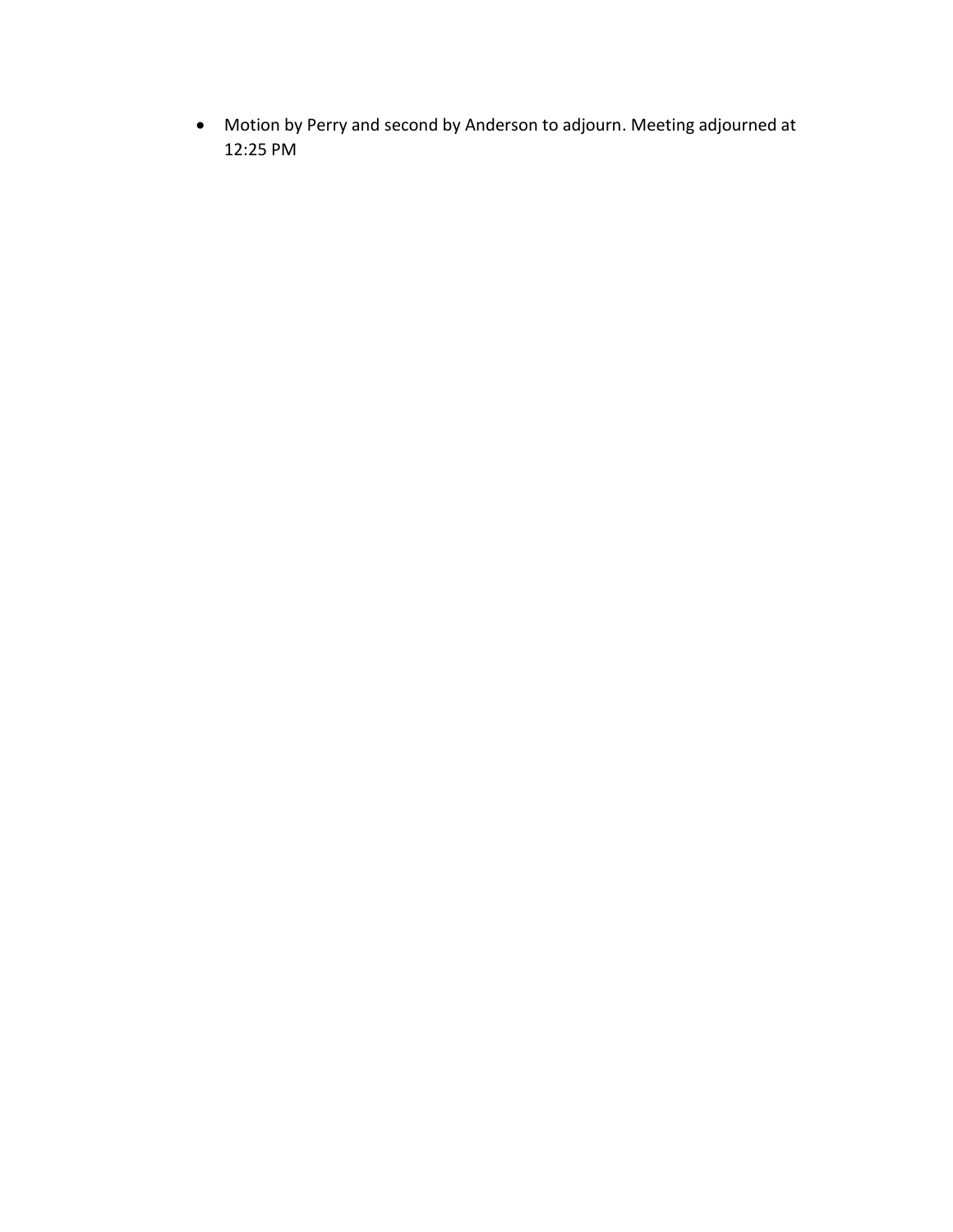- Motion by Perry and second by Anderson to adjourn. Meeting adjourned at 12:25 PM